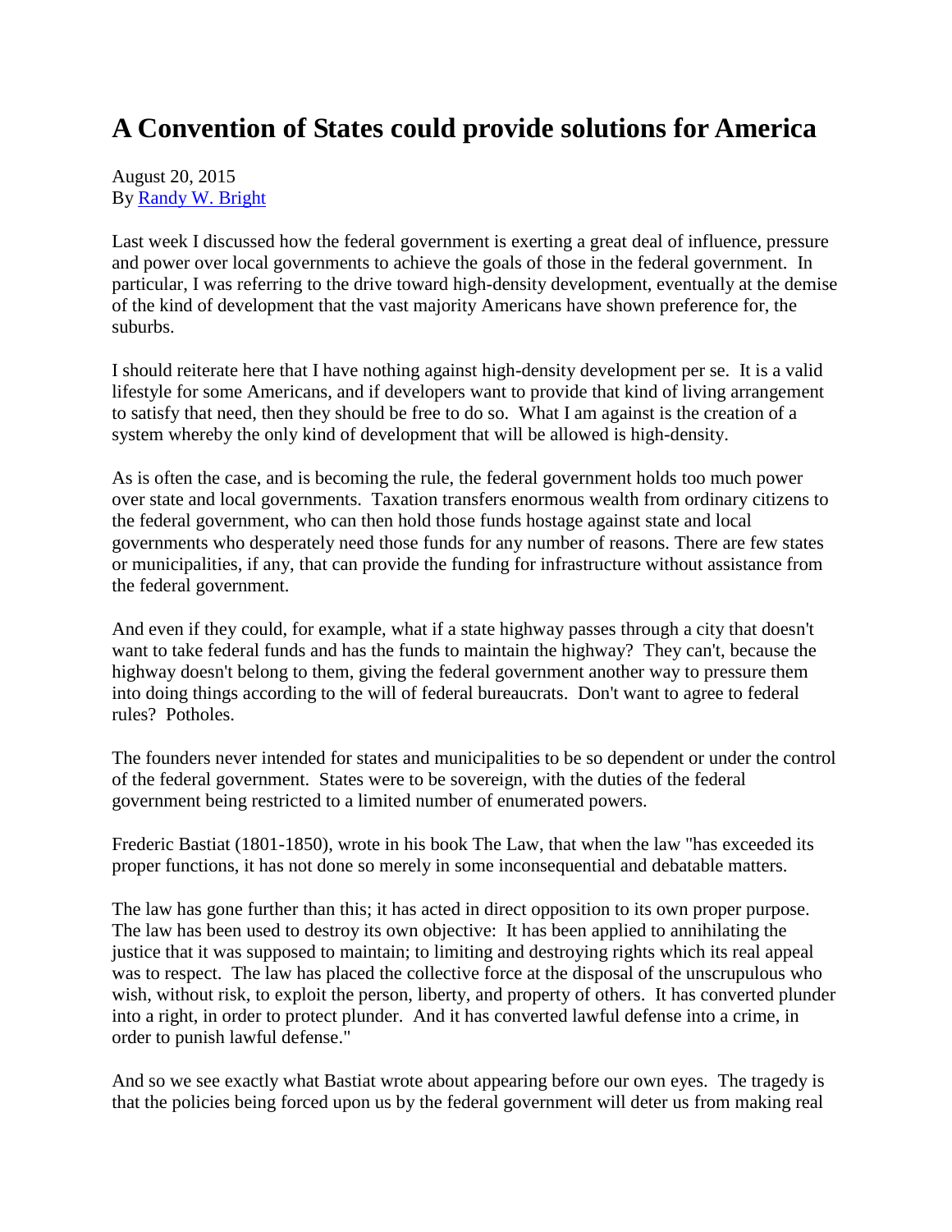# A Convention of States could provide solutions for America

August 20, 2015
By [Randy W. Bright]

Last week I discussed how the federal government is exerting a great deal of influence, pressure and power over local governments to achieve the goals of those in the federal government. In particular, I was referring to the drive toward high-density development, eventually at the demise of the kind of development that the vast majority Americans have shown preference for, the suburbs.

I should reiterate here that I have nothing against high-density development per se. It is a valid lifestyle for some Americans, and if developers want to provide that kind of living arrangement to satisfy that need, then they should be free to do so. What I am against is the creation of a system whereby the only kind of development that will be allowed is high-density.

As is often the case, and is becoming the rule, the federal government holds too much power over state and local governments. Taxation transfers enormous wealth from ordinary citizens to the federal government, who can then hold those funds hostage against state and local governments who desperately need those funds for any number of reasons. There are few states or municipalities, if any, that can provide the funding for infrastructure without assistance from the federal government.

And even if they could, for example, what if a state highway passes through a city that doesn't want to take federal funds and has the funds to maintain the highway? They can't, because the highway doesn't belong to them, giving the federal government another way to pressure them into doing things according to the will of federal bureaucrats. Don't want to agree to federal rules? Potholes.

The founders never intended for states and municipalities to be so dependent or under the control of the federal government. States were to be sovereign, with the duties of the federal government being restricted to a limited number of enumerated powers.

Frederic Bastiat (1801-1850), wrote in his book The Law, that when the law "has exceeded its proper functions, it has not done so merely in some inconsequential and debatable matters.

The law has gone further than this; it has acted in direct opposition to its own proper purpose. The law has been used to destroy its own objective: It has been applied to annihilating the justice that it was supposed to maintain; to limiting and destroying rights which its real appeal was to respect. The law has placed the collective force at the disposal of the unscrupulous who wish, without risk, to exploit the person, liberty, and property of others. It has converted plunder into a right, in order to protect plunder. And it has converted lawful defense into a crime, in order to punish lawful defense."

And so we see exactly what Bastiat wrote about appearing before our own eyes. The tragedy is that the policies being forced upon us by the federal government will deter us from making real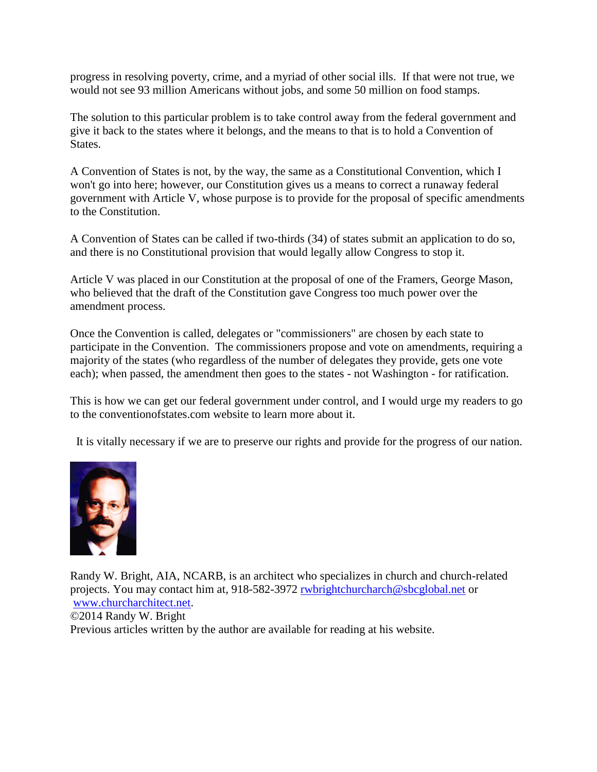progress in resolving poverty, crime, and a myriad of other social ills. If that were not true, we would not see 93 million Americans without jobs, and some 50 million on food stamps.

The solution to this particular problem is to take control away from the federal government and give it back to the states where it belongs, and the means to that is to hold a Convention of States.

A Convention of States is not, by the way, the same as a Constitutional Convention, which I won't go into here; however, our Constitution gives us a means to correct a runaway federal government with Article V, whose purpose is to provide for the proposal of specific amendments to the Constitution.

A Convention of States can be called if two-thirds (34) of states submit an application to do so, and there is no Constitutional provision that would legally allow Congress to stop it.

Article V was placed in our Constitution at the proposal of one of the Framers, George Mason, who believed that the draft of the Constitution gave Congress too much power over the amendment process.

Once the Convention is called, delegates or "commissioners" are chosen by each state to participate in the Convention. The commissioners propose and vote on amendments, requiring a majority of the states (who regardless of the number of delegates they provide, gets one vote each); when passed, the amendment then goes to the states - not Washington - for ratification.

This is how we can get our federal government under control, and I would urge my readers to go to the conventionofstates.com website to learn more about it.

It is vitally necessary if we are to preserve our rights and provide for the progress of our nation.

Randy W. Bright, AIA, NCARB, is an architect who specializes in church and church-related projects. You may contact him at, 918-582-3972 rwbrightchurcharch@sbcglobal.net or www.churcharchitect.net.
©2014 Randy W. Bright
Previous articles written by the author are available for reading at his website.